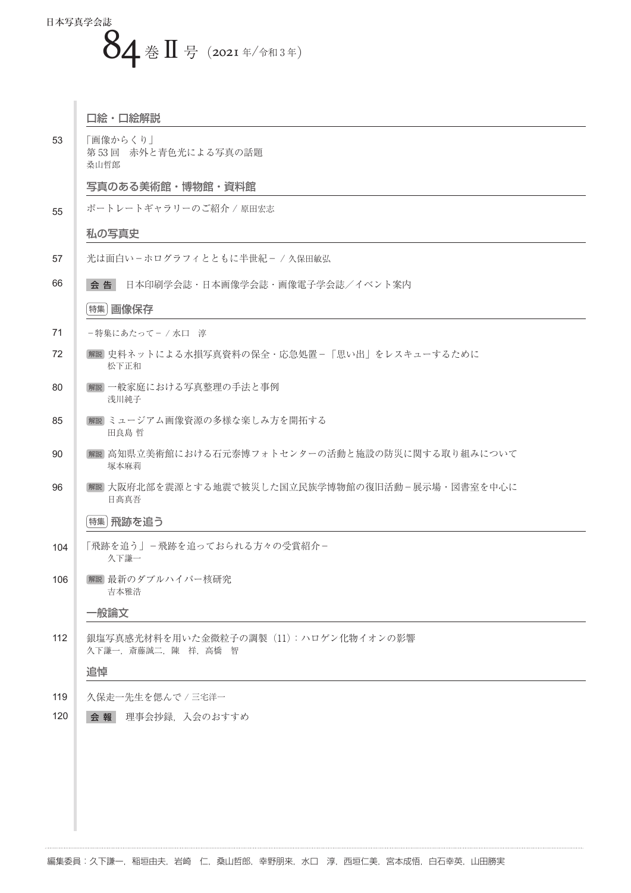日本写真学会誌

# 84巻Ⅱ号（2021年/令和3年）

## 口絵・口絵解説

53　「画像からくり」
第53回　赤外と青色光による写真の話題
桑山哲郎

## 写真のある美術館・博物館・資料館

55　ポートレートギャラリーのご紹介 / 原田宏志

## 私の写真史

57　光は面白い－ホログラフィとともに半世紀－ / 久保田敏弘

66　**会 告**　日本印刷学会誌・日本画像学会誌・画像電子学会誌／イベント案内

## 特集 画像保存

71　－特集にあたって－ / 水口　淳

72　解説 史料ネットによる水損写真資料の保全・応急処置－「思い出」をレスキューするために
松下正和

80　解説 一般家庭における写真整理の手法と事例
浅川純子

85　解説 ミュージアム画像資源の多様な楽しみ方を開拓する
田良島 哲

90　解説 高知県立美術館における石元泰博フォトセンターの活動と施設の防災に関する取り組みについて
塚本麻莉

96　解説 大阪府北部を震源とする地震で被災した国立民族学博物館の復旧活動－展示場・図書室を中心に
日高真吾

## 特集 飛跡を追う

104　「飛跡を追う」－飛跡を追っておられる方々の受賞紹介－
久下謙一

106　解説 最新のダブルハイパー核研究
吉本雅浩

## 一般論文

112　銀塩写真感光材料を用いた金微粒子の調製（11）：ハロゲン化物イオンの影響
久下謙一，斎藤誠二，陳　祥，高橋　智

## 追悼

119　久保走一先生を偲んで / 三宅洋一

120　**会 報**　理事会抄録，入会のおすすめ

編集委員：久下謙一，稲垣由夫，岩崎　仁，桑山哲郎，幸野朋来，水口　淳，西垣仁美，宮本成悟，白石幸英，山田勝実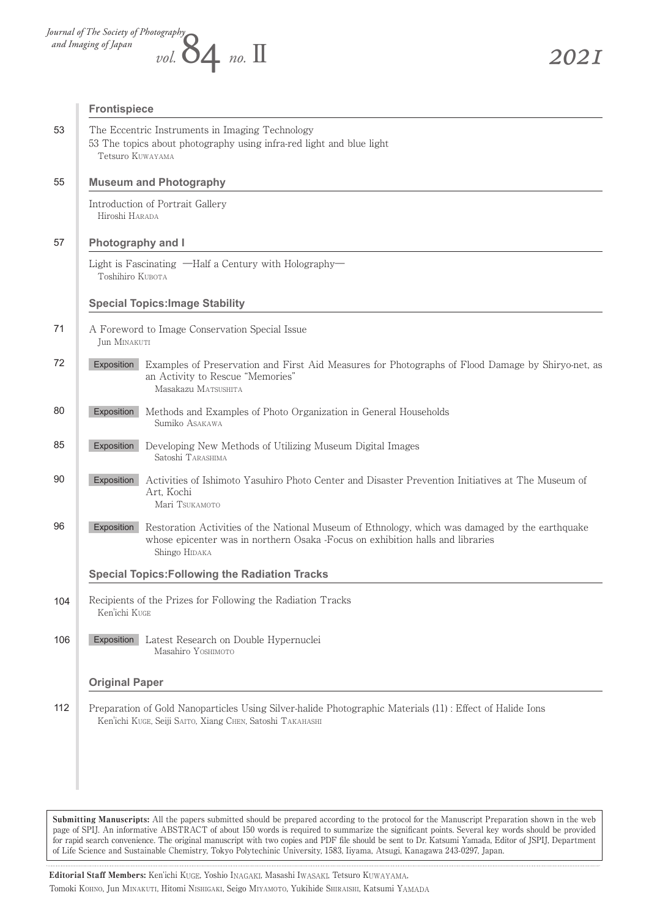*Journal of The Society of Photography and Imaging of Japan* vol. 84 no. II 2021

### Frontispiece

53 The Eccentric Instruments in Imaging Technology
53 The topics about photography using infra-red light and blue light
Tetsuro KUWAYAMA

### 55 Museum and Photography

Introduction of Portrait Gallery
Hiroshi HARADA

### 57 Photography and I

Light is Fascinating —Half a Century with Holography—
Toshihiro KUBOTA

### Special Topics:Image Stability

71 A Foreword to Image Conservation Special Issue
Jun MINAKUTI

72 Exposition Examples of Preservation and First Aid Measures for Photographs of Flood Damage by Shiryo-net, as an Activity to Rescue "Memories"
Masakazu MATSUSHITA

80 Exposition Methods and Examples of Photo Organization in General Households
Sumiko ASAKAWA

85 Exposition Developing New Methods of Utilizing Museum Digital Images
Satoshi TARASHIMA

90 Exposition Activities of Ishimoto Yasuhiro Photo Center and Disaster Prevention Initiatives at The Museum of Art, Kochi
Mari TSUKAMOTO

96 Exposition Restoration Activities of the National Museum of Ethnology, which was damaged by the earthquake whose epicenter was in northern Osaka -Focus on exhibition halls and libraries
Shingo HIDAKA

### Special Topics:Following the Radiation Tracks

104 Recipients of the Prizes for Following the Radiation Tracks
Ken'ichi KUGE

106 Exposition Latest Research on Double Hypernuclei
Masahiro YOSHIMOTO

### Original Paper

112 Preparation of Gold Nanoparticles Using Silver-halide Photographic Materials (11) : Effect of Halide Ions
Ken'ichi KUGE, Seiji SAITO, Xiang CHEN, Satoshi TAKAHASHI

**Submitting Manuscripts:** All the papers submitted should be prepared according to the protocol for the Manuscript Preparation shown in the web page of SPIJ. An informative ABSTRACT of about 150 words is required to summarize the significant points. Several key words should be provided for rapid search convenience. The original manuscript with two copies and PDF file should be sent to Dr. Katsumi Yamada, Editor of JSPIJ, Department of Life Science and Sustainable Chemistry, Tokyo Polytechinic University, 1583, Iiyama, Atsugi, Kanagawa 243-0297, Japan.

**Editorial Staff Members:** Ken'ichi KUGE, Yoshio INAGAKI, Masashi IWASAKI, Tetsuro KUWAYAMA, Tomoki KOHNO, Jun MINAKUTI, Hitomi NISHIGAKI, Seigo MIYAMOTO, Yukihide SHIRAISHI, Katsumi YAMADA